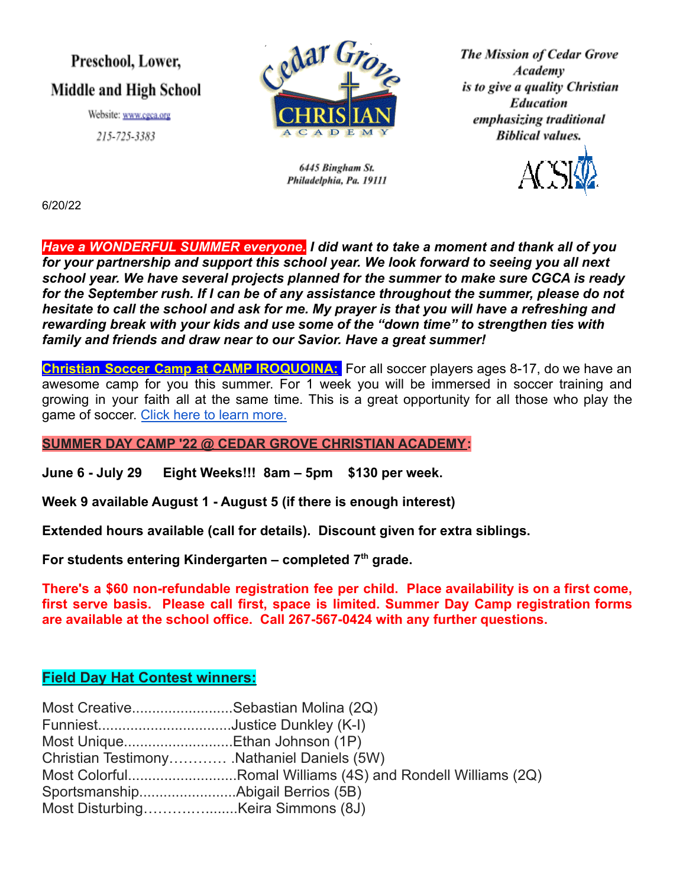Preschool, Lower, Middle and High School

Website: www.cgca.org

215-725-3383

Cedar Grove CHRISTIAN ACADEMY

6445 Bingham St.
Philadelphia, Pa. 19111

*The Mission of Cedar Grove Academy is to give a quality Christian Education emphasizing traditional Biblical values.*

ACSI

6/20/22

***Have a WONDERFUL SUMMER everyone.*** ***I did want to take a moment and thank all of you for your partnership and support this school year. We look forward to seeing you all next school year. We have several projects planned for the summer to make sure CGCA is ready for the September rush. If I can be of any assistance throughout the summer, please do not hesitate to call the school and ask for me. My prayer is that you will have a refreshing and rewarding break with your kids and use some of the "down time" to strengthen ties with family and friends and draw near to our Savior. Have a great summer!***

**Christian Soccer Camp at CAMP IROQUOINA:** For all soccer players ages 8-17, do we have an awesome camp for you this summer. For 1 week you will be immersed in soccer training and growing in your faith all at the same time. This is a great opportunity for all those who play the game of soccer. Click here to learn more.

**SUMMER DAY CAMP '22 @ CEDAR GROVE CHRISTIAN ACADEMY:**

**June 6 - July 29 Eight Weeks!!! 8am – 5pm $130 per week.**

**Week 9 available August 1 - August 5 (if there is enough interest)**

**Extended hours available (call for details). Discount given for extra siblings.**

**For students entering Kindergarten – completed 7th grade.**

**There's a $60 non-refundable registration fee per child. Place availability is on a first come, first serve basis. Please call first, space is limited. Summer Day Camp registration forms are available at the school office. Call 267-567-0424 with any further questions.**

**Field Day Hat Contest winners:**

Most Creative.........................Sebastian Molina (2Q)
Funniest.................................Justice Dunkley (K-I)
Most Unique...........................Ethan Johnson (1P)
Christian Testimony………… .Nathaniel Daniels (5W)
Most Colorful...........................Romal Williams (4S) and Rondell Williams (2Q)
Sportsmanship........................Abigail Berrios (5B)
Most Disturbing………….........Keira Simmons (8J)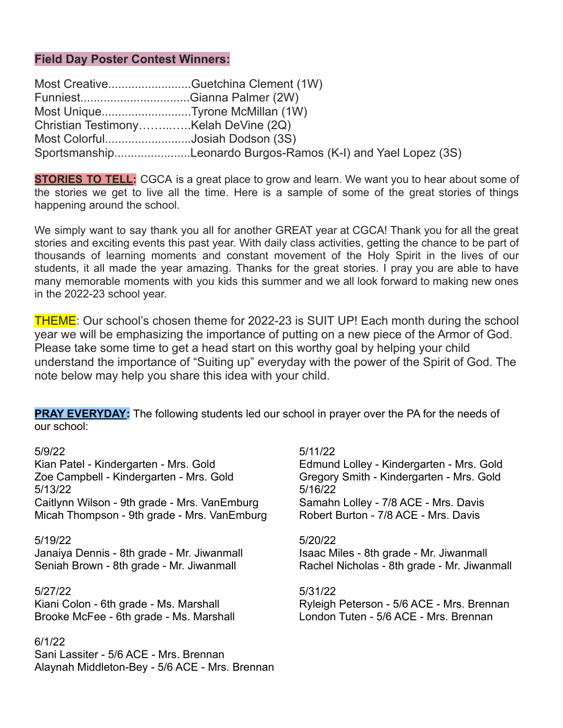**Field Day Poster Contest Winners:**

Most Creative.........................Guetchina Clement (1W)
Funniest.................................Gianna Palmer (2W)
Most Unique...........................Tyrone McMillan (1W)
Christian Testimony……..…..Kelah DeVine (2Q)
Most Colorful..........................Josiah Dodson (3S)
Sportsmanship.......................Leonardo Burgos-Ramos (K-I) and Yael Lopez (3S)

**STORIES TO TELL:** CGCA is a great place to grow and learn. We want you to hear about some of the stories we get to live all the time. Here is a sample of some of the great stories of things happening around the school.

We simply want to say thank you all for another GREAT year at CGCA! Thank you for all the great stories and exciting events this past year. With daily class activities, getting the chance to be part of thousands of learning moments and constant movement of the Holy Spirit in the lives of our students, it all made the year amazing. Thanks for the great stories. I pray you are able to have many memorable moments with you kids this summer and we all look forward to making new ones in the 2022-23 school year.

THEME: Our school's chosen theme for 2022-23 is SUIT UP! Each month during the school year we will be emphasizing the importance of putting on a new piece of the Armor of God. Please take some time to get a head start on this worthy goal by helping your child understand the importance of "Suiting up" everyday with the power of the Spirit of God. The note below may help you share this idea with your child.

**PRAY EVERYDAY:** The following students led our school in prayer over the PA for the needs of our school:

5/9/22
Kian Patel - Kindergarten - Mrs. Gold
Zoe Campbell - Kindergarten - Mrs. Gold

5/11/22
Edmund Lolley - Kindergarten - Mrs. Gold
Gregory Smith - Kindergarten - Mrs. Gold

5/13/22
Caitlynn Wilson - 9th grade - Mrs. VanEmburg
Micah Thompson - 9th grade - Mrs. VanEmburg

5/16/22
Samahn Lolley - 7/8 ACE - Mrs. Davis
Robert Burton - 7/8 ACE - Mrs. Davis

5/19/22
Janaiya Dennis - 8th grade - Mr. Jiwanmall
Seniah Brown - 8th grade - Mr. Jiwanmall

5/20/22
Isaac Miles - 8th grade - Mr. Jiwanmall
Rachel Nicholas - 8th grade - Mr. Jiwanmall

5/27/22
Kiani Colon - 6th grade - Ms. Marshall
Brooke McFee - 6th grade - Ms. Marshall

5/31/22
Ryleigh Peterson - 5/6 ACE - Mrs. Brennan
London Tuten - 5/6 ACE - Mrs. Brennan

6/1/22
Sani Lassiter - 5/6 ACE - Mrs. Brennan
Alaynah Middleton-Bey - 5/6 ACE - Mrs. Brennan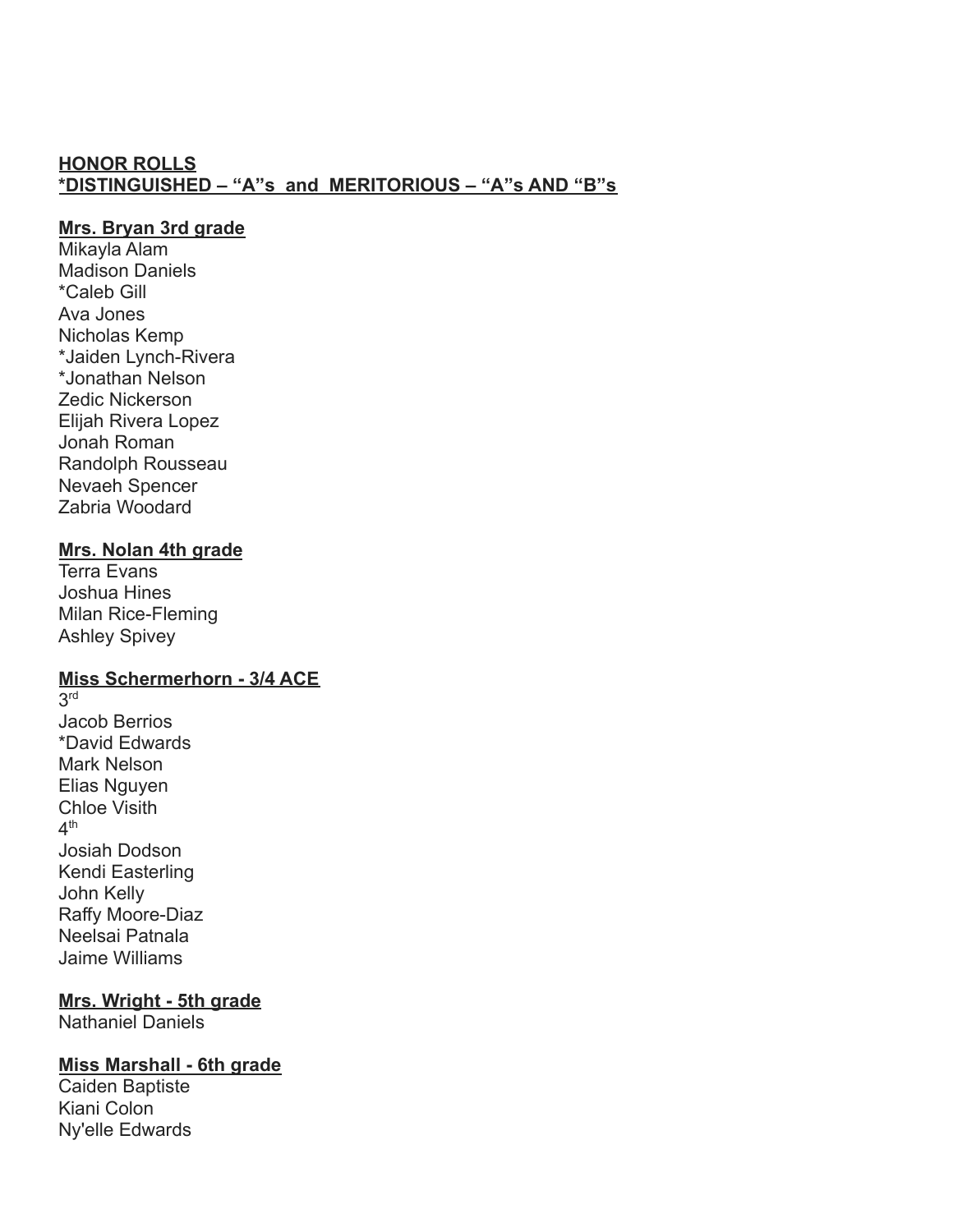**HONOR ROLLS**
**\*DISTINGUISHED – "A"s and MERITORIOUS – "A"s AND "B"s**

**Mrs. Bryan 3rd grade**

Mikayla Alam
Madison Daniels
*Caleb Gill
Ava Jones
Nicholas Kemp
*Jaiden Lynch-Rivera
*Jonathan Nelson
Zedic Nickerson
Elijah Rivera Lopez
Jonah Roman
Randolph Rousseau
Nevaeh Spencer
Zabria Woodard

**Mrs. Nolan 4th grade**

Terra Evans
Joshua Hines
Milan Rice-Fleming
Ashley Spivey

**Miss Schermerhorn - 3/4 ACE**

3rd
Jacob Berrios
*David Edwards
Mark Nelson
Elias Nguyen
Chloe Visith
4th
Josiah Dodson
Kendi Easterling
John Kelly
Raffy Moore-Diaz
Neelsai Patnala
Jaime Williams

**Mrs. Wright - 5th grade**

Nathaniel Daniels

**Miss Marshall - 6th grade**

Caiden Baptiste
Kiani Colon
Ny'elle Edwards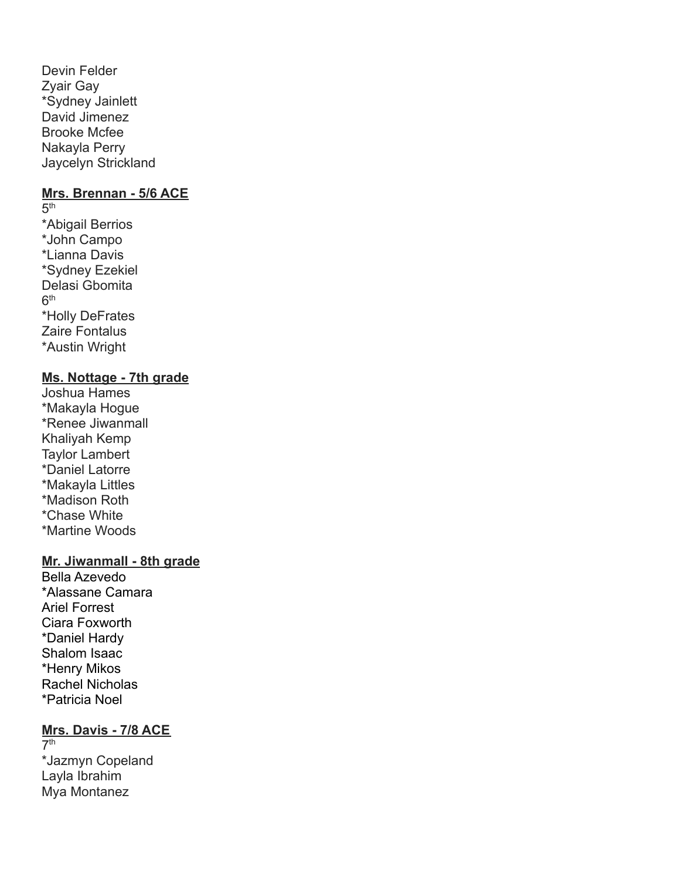Devin Felder
Zyair Gay
*Sydney Jainlett
David Jimenez
Brooke Mcfee
Nakayla Perry
Jaycelyn Strickland

**Mrs. Brennan - 5/6 ACE**

5th
*Abigail Berrios
*John Campo
*Lianna Davis
*Sydney Ezekiel
Delasi Gbomita
6th
*Holly DeFrates
Zaire Fontalus
*Austin Wright

**Ms. Nottage - 7th grade**

Joshua Hames
*Makayla Hogue
*Renee Jiwanmall
Khaliyah Kemp
Taylor Lambert
*Daniel Latorre
*Makayla Littles
*Madison Roth
*Chase White
*Martine Woods

**Mr. Jiwanmall - 8th grade**

Bella Azevedo
*Alassane Camara
Ariel Forrest
Ciara Foxworth
*Daniel Hardy
Shalom Isaac
*Henry Mikos
Rachel Nicholas
*Patricia Noel

**Mrs. Davis - 7/8 ACE**

7th
*Jazmyn Copeland
Layla Ibrahim
Mya Montanez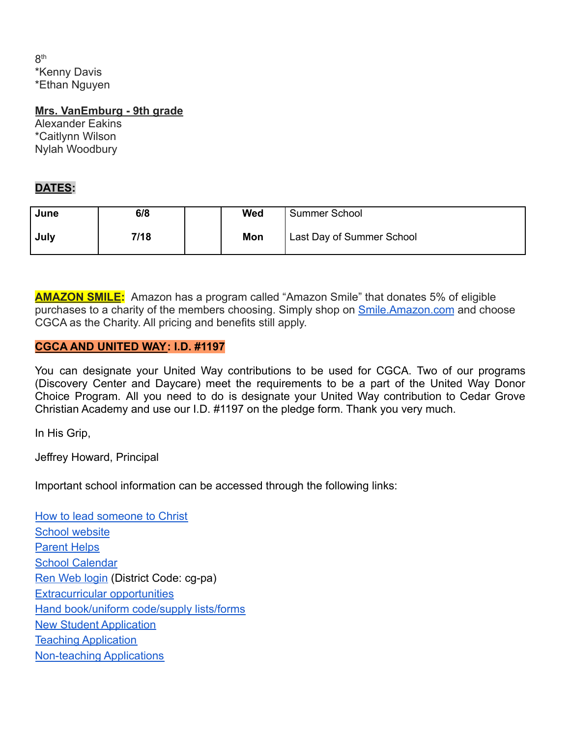8th
*Kenny Davis
*Ethan Nguyen

**Mrs. VanEmburg - 9th grade**
Alexander Eakins
*Caitlynn Wilson
Nylah Woodbury

**DATES:**

| June | 6/8 | | Wed | Summer School |
|---|---|---|---|---|
| July | 7/18 | | Mon | Last Day of Summer School |

**AMAZON SMILE:** Amazon has a program called "Amazon Smile" that donates 5% of eligible purchases to a charity of the members choosing. Simply shop on Smile.Amazon.com and choose CGCA as the Charity. All pricing and benefits still apply.

**CGCA AND UNITED WAY: I.D. #1197**

You can designate your United Way contributions to be used for CGCA. Two of our programs (Discovery Center and Daycare) meet the requirements to be a part of the United Way Donor Choice Program. All you need to do is designate your United Way contribution to Cedar Grove Christian Academy and use our I.D. #1197 on the pledge form. Thank you very much.

In His Grip,

Jeffrey Howard, Principal

Important school information can be accessed through the following links:

How to lead someone to Christ
School website
Parent Helps
School Calendar
Ren Web login (District Code: cg-pa)
Extracurricular opportunities
Hand book/uniform code/supply lists/forms
New Student Application
Teaching Application
Non-teaching Applications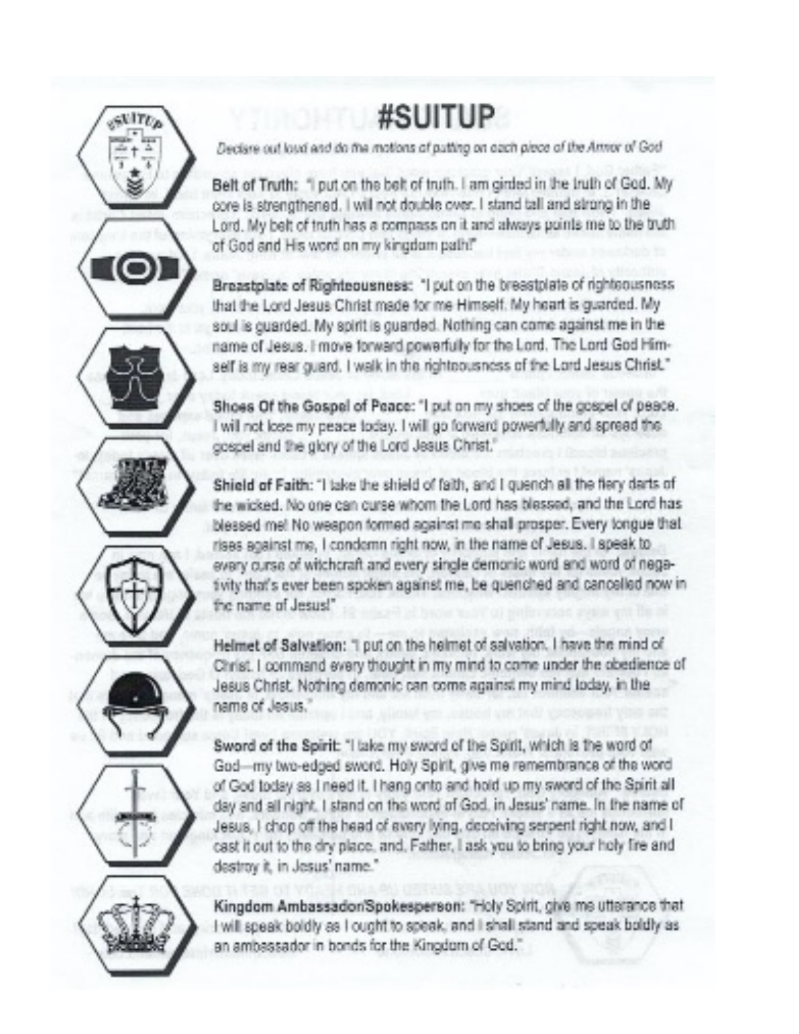# #SUITUP

*Declare out loud and do the motions of putting on each piece of the Armor of God*

**Belt of Truth:** "I put on the belt of truth. I am girded in the truth of God. My core is strengthened. I will not double over. I stand tall and strong in the Lord. My belt of truth has a compass on it and always points me to the truth of God and His word on my kingdom path!"

**Breastplate of Righteousness:** "I put on the breastplate of righteousness that the Lord Jesus Christ made for me Himself. My heart is guarded. My soul is guarded. My spirit is guarded. Nothing can come against me in the name of Jesus. I move forward powerfully for the Lord. The Lord God Himself is my rear guard. I walk in the righteousness of the Lord Jesus Christ."

**Shoes Of the Gospel of Peace:** "I put on my shoes of the gospel of peace. I will not lose my peace today. I will go forward powerfully and spread the gospel and the glory of the Lord Jesus Christ."

**Shield of Faith:** "I take the shield of faith, and I quench all the fiery darts of the wicked. No one can curse whom the Lord has blessed, and the Lord has blessed me! No weapon formed against me shall prosper. Every tongue that rises against me, I condemn right now, in the name of Jesus. I speak to every curse of witchcraft and every single demonic word and word of negativity that's ever been spoken against me, be quenched and cancelled now in the name of Jesus!"

**Helmet of Salvation:** "I put on the helmet of salvation. I have the mind of Christ. I command every thought in my mind to come under the obedience of Jesus Christ. Nothing demonic can come against my mind today, in the name of Jesus."

**Sword of the Spirit:** "I take my sword of the Spirit, which is the word of God—my two-edged sword. Holy Spirit, give me remembrance of the word of God today as I need it. I hang onto and hold up my sword of the Spirit all day and all night. I stand on the word of God, in Jesus' name. In the name of Jesus, I chop off the head of every lying, deceiving serpent right now, and I cast it out to the dry place, and, Father, I ask you to bring your holy fire and destroy it, in Jesus' name."

**Kingdom Ambassador/Spokesperson:** "Holy Spirit, give me utterance that I will speak boldly as I ought to speak, and I shall stand and speak boldly as an ambassador in bonds for the Kingdom of God."